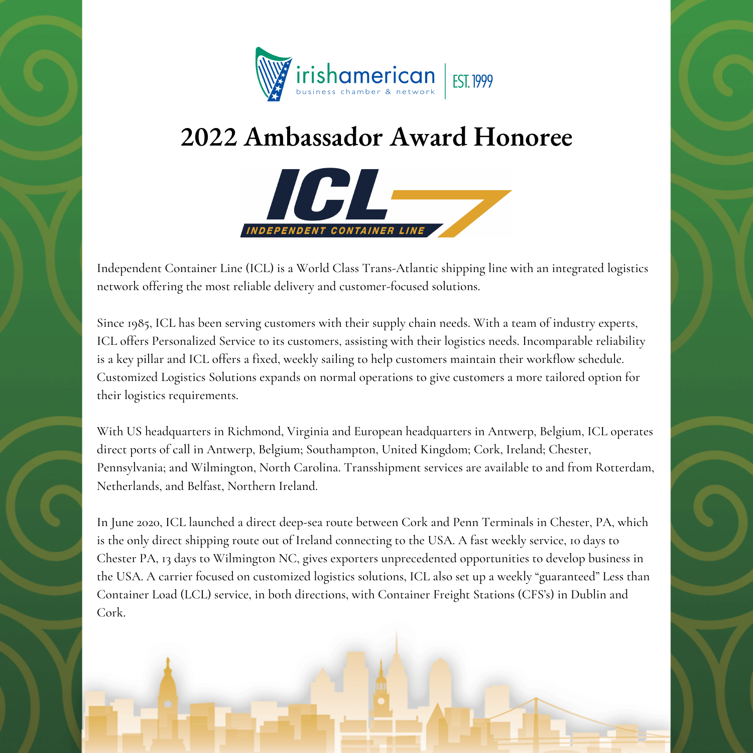irishamerican business chamber & network | EST. 1999

# 2022 Ambassador Award Honoree

ICL INDEPENDENT CONTAINER LINE

Independent Container Line (ICL) is a World Class Trans-Atlantic shipping line with an integrated logistics network offering the most reliable delivery and customer-focused solutions.

Since 1985, ICL has been serving customers with their supply chain needs. With a team of industry experts, ICL offers Personalized Service to its customers, assisting with their logistics needs. Incomparable reliability is a key pillar and ICL offers a fixed, weekly sailing to help customers maintain their workflow schedule. Customized Logistics Solutions expands on normal operations to give customers a more tailored option for their logistics requirements.

With US headquarters in Richmond, Virginia and European headquarters in Antwerp, Belgium, ICL operates direct ports of call in Antwerp, Belgium; Southampton, United Kingdom; Cork, Ireland; Chester, Pennsylvania; and Wilmington, North Carolina. Transshipment services are available to and from Rotterdam, Netherlands, and Belfast, Northern Ireland.

In June 2020, ICL launched a direct deep-sea route between Cork and Penn Terminals in Chester, PA, which is the only direct shipping route out of Ireland connecting to the USA. A fast weekly service, 10 days to Chester PA, 13 days to Wilmington NC, gives exporters unprecedented opportunities to develop business in the USA. A carrier focused on customized logistics solutions, ICL also set up a weekly "guaranteed" Less than Container Load (LCL) service, in both directions, with Container Freight Stations (CFS's) in Dublin and Cork.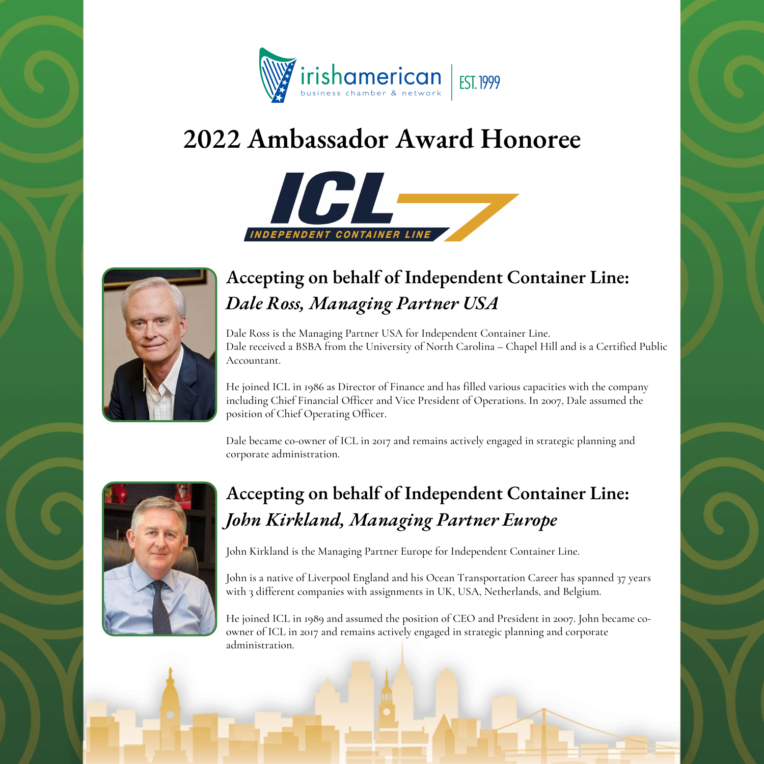irishamerican business chamber & network | EST. 1999

# 2022 Ambassador Award Honoree

ICL INDEPENDENT CONTAINER LINE

## Accepting on behalf of Independent Container Line: *Dale Ross, Managing Partner USA*

Dale Ross is the Managing Partner USA for Independent Container Line.
Dale received a BSBA from the University of North Carolina – Chapel Hill and is a Certified Public Accountant.

He joined ICL in 1986 as Director of Finance and has filled various capacities with the company including Chief Financial Officer and Vice President of Operations. In 2007, Dale assumed the position of Chief Operating Officer.

Dale became co-owner of ICL in 2017 and remains actively engaged in strategic planning and corporate administration.

## Accepting on behalf of Independent Container Line: *John Kirkland, Managing Partner Europe*

John Kirkland is the Managing Partner Europe for Independent Container Line.

John is a native of Liverpool England and his Ocean Transportation Career has spanned 37 years with 3 different companies with assignments in UK, USA, Netherlands, and Belgium.

He joined ICL in 1989 and assumed the position of CEO and President in 2007. John became co-owner of ICL in 2017 and remains actively engaged in strategic planning and corporate administration.